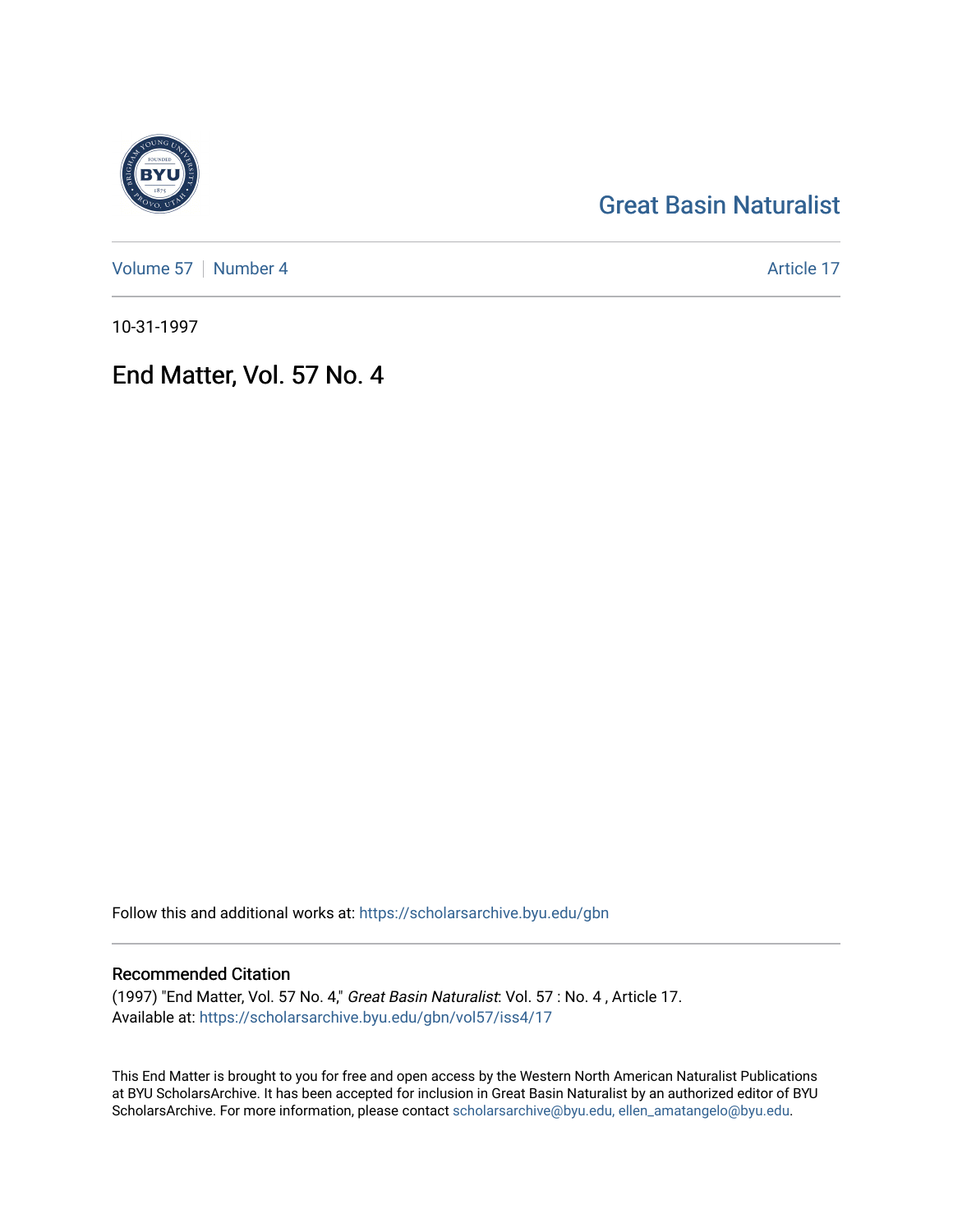Great Basin Naturalist

Volume 57 | Number 4

Article 17

10-31-1997

# End Matter, Vol. 57 No. 4

Follow this and additional works at: https://scholarsarchive.byu.edu/gbn

## Recommended Citation

(1997) "End Matter, Vol. 57 No. 4," *Great Basin Naturalist*: Vol. 57 : No. 4 , Article 17.
Available at: https://scholarsarchive.byu.edu/gbn/vol57/iss4/17

This End Matter is brought to you for free and open access by the Western North American Naturalist Publications at BYU ScholarsArchive. It has been accepted for inclusion in Great Basin Naturalist by an authorized editor of BYU ScholarsArchive. For more information, please contact scholarsarchive@byu.edu, ellen_amatangelo@byu.edu.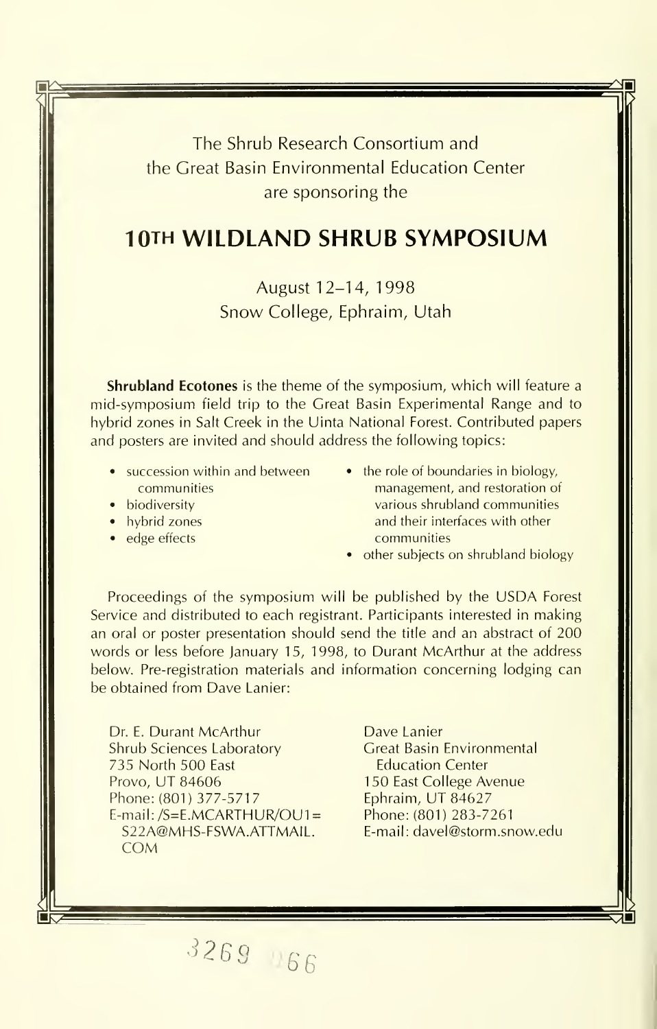The Shrub Research Consortium and
the Great Basin Environmental Education Center
are sponsoring the

# 10TH WILDLAND SHRUB SYMPOSIUM

August 12–14, 1998
Snow College, Ephraim, Utah

**Shrubland Ecotones** is the theme of the symposium, which will feature a mid-symposium field trip to the Great Basin Experimental Range and to hybrid zones in Salt Creek in the Uinta National Forest. Contributed papers and posters are invited and should address the following topics:

- succession within and between communities
- biodiversity
- hybrid zones
- edge effects
- the role of boundaries in biology, management, and restoration of various shrubland communities and their interfaces with other communities
- other subjects on shrubland biology

Proceedings of the symposium will be published by the USDA Forest Service and distributed to each registrant. Participants interested in making an oral or poster presentation should send the title and an abstract of 200 words or less before January 15, 1998, to Durant McArthur at the address below. Pre-registration materials and information concerning lodging can be obtained from Dave Lanier:

Dr. E. Durant McArthur
Shrub Sciences Laboratory
735 North 500 East
Provo, UT 84606
Phone: (801) 377-5717
E-mail: /S=E.MCARTHUR/OU1=S22A@MHS-FSWA.ATTMAIL.COM

Dave Lanier
Great Basin Environmental Education Center
150 East College Avenue
Ephraim, UT 84627
Phone: (801) 283-7261
E-mail: davel@storm.snow.edu

3269 066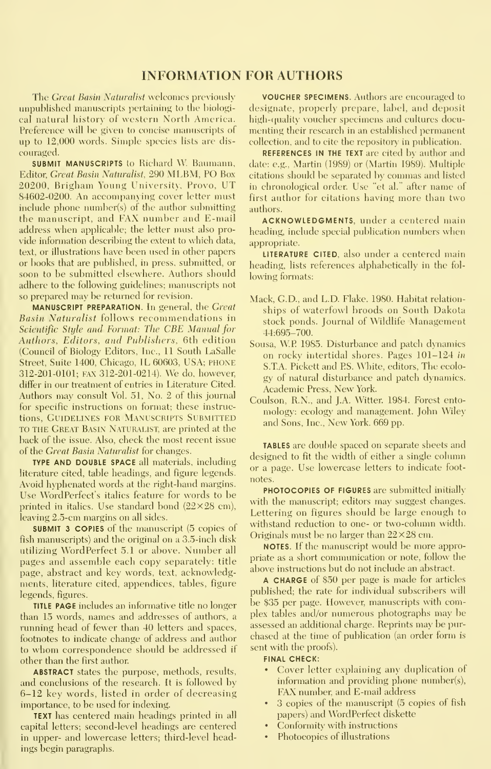# INFORMATION FOR AUTHORS

The *Great Basin Naturalist* welcomes previously unpublished manuscripts pertaining to the biological natural history of western North America. Preference will be given to concise manuscripts of up to 12,000 words. Simple species lists are discouraged.

**SUBMIT MANUSCRIPTS** to Richard W. Baumann, Editor, *Great Basin Naturalist*, 290 MLBM, PO Box 20200, Brigham Young University, Provo, UT 84602-0200. An accompanying cover letter must include phone number(s) of the author submitting the manuscript, and FAX number and E-mail address when applicable; the letter must also provide information describing the extent to which data, text, or illustrations have been used in other papers or books that are published, in press, submitted, or soon to be submitted elsewhere. Authors should adhere to the following guidelines; manuscripts not so prepared may be returned for revision.

**MANUSCRIPT PREPARATION.** In general, the *Great Basin Naturalist* follows recommendations in *Scientific Style and Format: The CBE Manual for Authors, Editors, and Publishers*, 6th edition (Council of Biology Editors, Inc., 11 South LaSalle Street, Suite 1400, Chicago, IL 60603, USA; PHONE 312-201-0101; FAX 312-201-0214). We do, however, differ in our treatment of entries in Literature Cited. Authors may consult Vol. 51, No. 2 of this journal for specific instructions on format; these instructions, GUIDELINES FOR MANUSCRIPTS SUBMITTED TO THE GREAT BASIN NATURALIST, are printed at the back of the issue. Also, check the most recent issue of the *Great Basin Naturalist* for changes.

**TYPE AND DOUBLE SPACE** all materials, including literature cited, table headings, and figure legends. Avoid hyphenated words at the right-hand margins. Use WordPerfect's italics feature for words to be printed in italics. Use standard bond (22×28 cm), leaving 2.5-cm margins on all sides.

**SUBMIT 3 COPIES** of the manuscript (5 copies of fish manuscripts) and the original on a 3.5-inch disk utilizing WordPerfect 5.1 or above. Number all pages and assemble each copy separately: title page, abstract and key words, text, acknowledgments, literature cited, appendices, tables, figure legends, figures.

**TITLE PAGE** includes an informative title no longer than 15 words, names and addresses of authors, a running head of fewer than 40 letters and spaces, footnotes to indicate change of address and author to whom correspondence should be addressed if other than the first author.

**ABSTRACT** states the purpose, methods, results, and conclusions of the research. It is followed by 6–12 key words, listed in order of decreasing importance, to be used for indexing.

**TEXT** has centered main headings printed in all capital letters; second-level headings are centered in upper- and lowercase letters; third-level headings begin paragraphs.

**VOUCHER SPECIMENS.** Authors are encouraged to designate, properly prepare, label, and deposit high-quality voucher specimens and cultures documenting their research in an established permanent collection, and to cite the repository in publication.

**REFERENCES IN THE TEXT** are cited by author and date: e.g., Martin (1989) or (Martin 1989). Multiple citations should be separated by commas and listed in chronological order. Use "et al." after name of first author for citations having more than two authors.

**ACKNOWLEDGMENTS**, under a centered main heading, include special publication numbers when appropriate.

**LITERATURE CITED**, also under a centered main heading, lists references alphabetically in the following formats:

Mack, G.D., and L.D. Flake. 1980. Habitat relationships of waterfowl broods on South Dakota stock ponds. Journal of Wildlife Management 44:695–700.

Sousa, W.P. 1985. Disturbance and patch dynamics on rocky intertidal shores. Pages 101–124 *in* S.T.A. Pickett and P.S. White, editors, The ecology of natural disturbance and patch dynamics. Academic Press, New York.

Coulson, R.N., and J.A. Witter. 1984. Forest entomology: ecology and management. John Wiley and Sons, Inc., New York. 669 pp.

**TABLES** are double spaced on separate sheets and designed to fit the width of either a single column or a page. Use lowercase letters to indicate footnotes.

**PHOTOCOPIES OF FIGURES** are submitted initially with the manuscript; editors may suggest changes. Lettering on figures should be large enough to withstand reduction to one- or two-column width. Originals must be no larger than 22×28 cm.

**NOTES.** If the manuscript would be more appropriate as a short communication or note, follow the above instructions but do not include an abstract.

**A CHARGE** of $50 per page is made for articles published; the rate for individual subscribers will be $35 per page. However, manuscripts with complex tables and/or numerous photographs may be assessed an additional charge. Reprints may be purchased at the time of publication (an order form is sent with the proofs).

**FINAL CHECK:**

- Cover letter explaining any duplication of information and providing phone number(s), FAX number, and E-mail address
- 3 copies of the manuscript (5 copies of fish papers) and WordPerfect diskette
- Conformity with instructions
- Photocopies of illustrations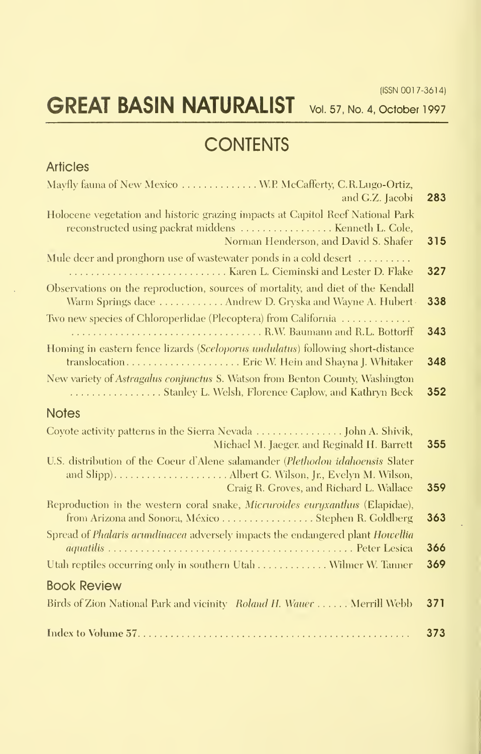(ISSN 0017-3614)

# GREAT BASIN NATURALIST

Vol. 57, No. 4, October 1997

## CONTENTS

### Articles

Mayfly fauna of New Mexico .............. W.P. McCafferty, C.R. Lugo-Ortiz, and G.Z. Jacobi **283**

Holocene vegetation and historic grazing impacts at Capitol Reef National Park reconstructed using packrat middens .................. Kenneth L. Cole, Norman Henderson, and David S. Shafer **315**

Mule deer and pronghorn use of wastewater ponds in a cold desert .......... ............................ Karen L. Cieminski and Lester D. Flake **327**

Observations on the reproduction, sources of mortality, and diet of the Kendall Warm Springs dace ............ Andrew D. Gryska and Wayne A. Hubert **338**

Two new species of Chloroperlidae (Plecoptera) from California ............. .................................... R.W. Baumann and R.L. Bottorff **343**

Homing in eastern fence lizards (*Sceloporus undulatus*) following short-distance translocation..................... Eric W. Hein and Shayna J. Whitaker **348**

New variety of *Astragalus conjunctus* S. Watson from Benton County, Washington ................ Stanley L. Welsh, Florence Caplow, and Kathryn Beck **352**

### Notes

Coyote activity patterns in the Sierra Nevada ................ John A. Shivik, Michael M. Jaeger, and Reginald H. Barrett **355**

U.S. distribution of the Coeur d'Alene salamander (*Plethodon idahoensis* Slater and Slipp).................... Albert G. Wilson, Jr., Evelyn M. Wilson, Craig R. Groves, and Richard L. Wallace **359**

Reproduction in the western coral snake, *Micruroides euryxanthus* (Elapidae), from Arizona and Sonora, México ................. Stephen R. Goldberg **363**

Spread of *Phalaris arundinacea* adversely impacts the endangered plant *Howellia aquatilis* .............................................. Peter Lesica **366**

Utah reptiles occurring only in southern Utah ............. Wilmer W. Tanner **369**

### Book Review

Birds of Zion National Park and vicinity *Roland H. Wauer* ...... Merrill Webb **371**

**Index to Volume 57.................................................. 373**